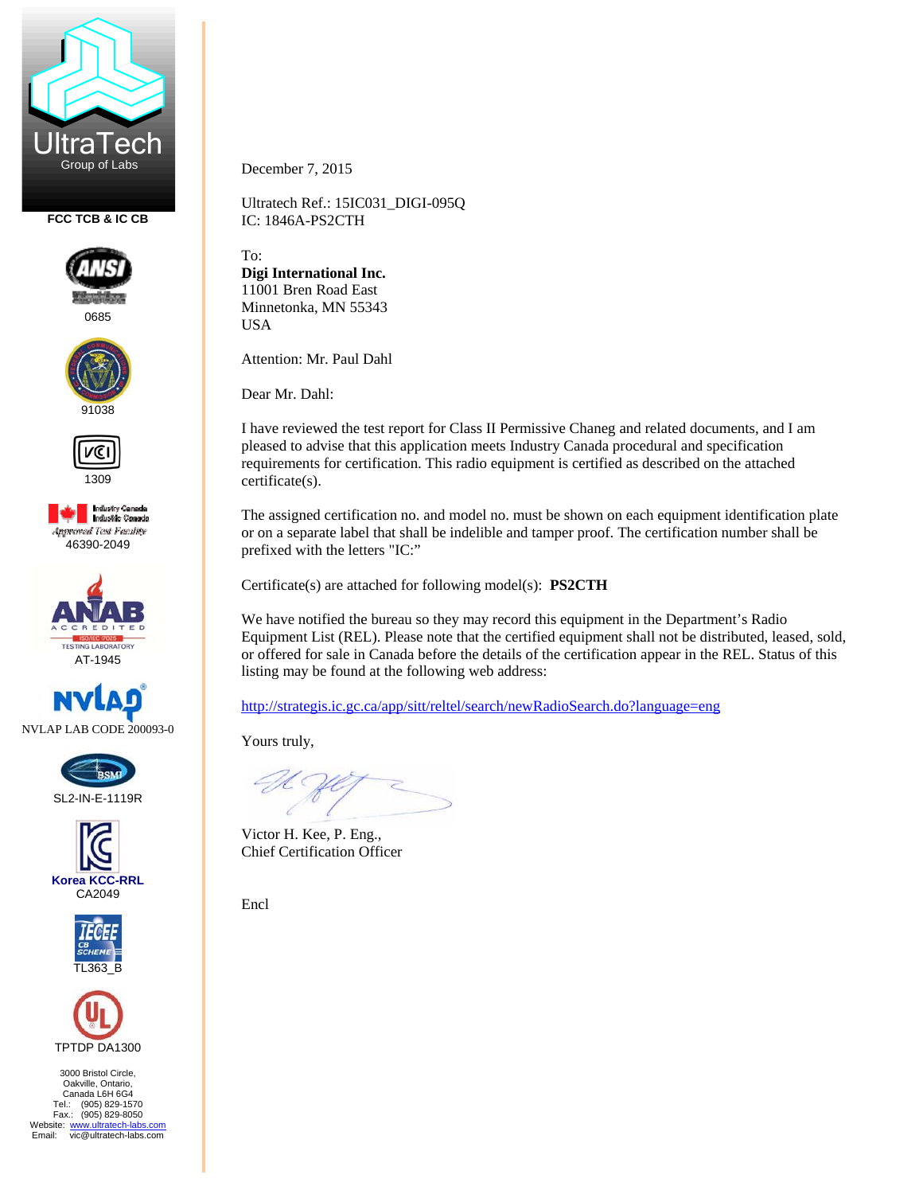UltraTech
Group of Labs

FCC TCB & IC CB

0685

91038

1309

Industry Canada
Industrie Canada
Approved Test Facility
46390-2049

ANAB ACCREDITED
ISO/IEC 17025
TESTING LABORATORY
AT-1945

NVLAP LAB CODE 200093-0

SL2-IN-E-1119R

Korea KCC-RRL
CA2049

TL363_B

TPTDP DA1300

3000 Bristol Circle,
Oakville, Ontario,
Canada L6H 6G4
Tel.: (905) 829-1570
Fax.: (905) 829-8050
Website: www.ultratech-labs.com
Email: vic@ultratech-labs.com

December 7, 2015

Ultratech Ref.: 15IC031_DIGI-095Q
IC: 1846A-PS2CTH

To:
**Digi International Inc.**
11001 Bren Road East
Minnetonka, MN 55343
USA

Attention: Mr. Paul Dahl

Dear Mr. Dahl:

I have reviewed the test report for Class II Permissive Chaneg and related documents, and I am pleased to advise that this application meets Industry Canada procedural and specification requirements for certification. This radio equipment is certified as described on the attached certificate(s).

The assigned certification no. and model no. must be shown on each equipment identification plate or on a separate label that shall be indelible and tamper proof. The certification number shall be prefixed with the letters "IC:"

Certificate(s) are attached for following model(s): **PS2CTH**

We have notified the bureau so they may record this equipment in the Department's Radio Equipment List (REL). Please note that the certified equipment shall not be distributed, leased, sold, or offered for sale in Canada before the details of the certification appear in the REL. Status of this listing may be found at the following web address:

http://strategis.ic.gc.ca/app/sitt/reltel/search/newRadioSearch.do?language=eng

Yours truly,

Victor H. Kee, P. Eng.,
Chief Certification Officer

Encl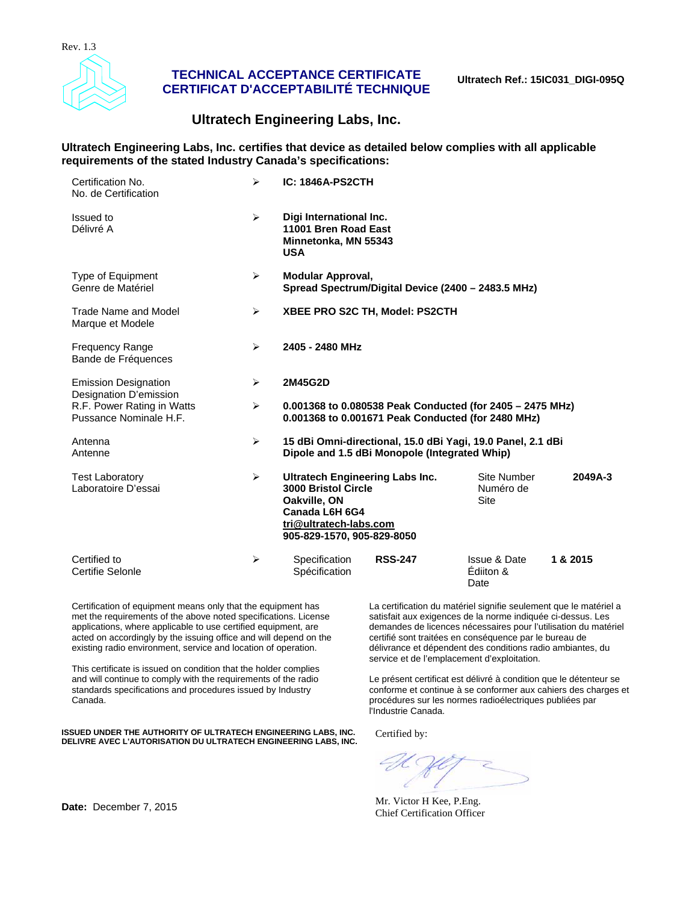Rev. 1.3

# TECHNICAL ACCEPTANCE CERTIFICATE
# CERTIFICAT D'ACCEPTABILITÉ TECHNIQUE

**Ultratech Ref.: 15IC031_DIGI-095Q**

## Ultratech Engineering Labs, Inc.

**Ultratech Engineering Labs, Inc. certifies that device as detailed below complies with all applicable requirements of the stated Industry Canada's specifications:**

| | | |
|---|---|---|
| Certification No.<br>No. de Certification | ➢ | **IC: 1846A-PS2CTH** |
| Issued to<br>Délivré A | ➢ | **Digi International Inc.<br>11001 Bren Road East<br>Minnetonka, MN 55343<br>USA** |
| Type of Equipment<br>Genre de Matériel | ➢ | **Modular Approval,<br>Spread Spectrum/Digital Device (2400 – 2483.5 MHz)** |
| Trade Name and Model<br>Marque et Modele | ➢ | **XBEE PRO S2C TH, Model: PS2CTH** |
| Frequency Range<br>Bande de Fréquences | ➢ | **2405 - 2480 MHz** |
| Emission Designation<br>Designation D'emission | ➢ | **2M45G2D** |
| R.F. Power Rating in Watts<br>Pussance Nominale H.F. | ➢ | **0.001368 to 0.080538 Peak Conducted (for 2405 – 2475 MHz)<br>0.001368 to 0.001671 Peak Conducted (for 2480 MHz)** |
| Antenna<br>Antenne | ➢ | **15 dBi Omni-directional, 15.0 dBi Yagi, 19.0 Panel, 2.1 dBi Dipole and 1.5 dBi Monopole (Integrated Whip)** |
| Test Laboratory<br>Laboratoire D'essai | ➢ | **Ultratech Engineering Labs Inc.<br>3000 Bristol Circle<br>Oakville, ON<br>Canada L6H 6G4<br>tri@ultratech-labs.com<br>905-829-1570, 905-829-8050**<br>Site Number / Numéro de Site: **2049A-3** |
| Certified to<br>Certifie Selonle | ➢ | Specification / Spécification: **RSS-247**<br>Issue & Date / Édiiton & Date: **1 & 2015** |

Certification of equipment means only that the equipment has met the requirements of the above noted specifications. License applications, where applicable to use certified equipment, are acted on accordingly by the issuing office and will depend on the existing radio environment, service and location of operation.

This certificate is issued on condition that the holder complies and will continue to comply with the requirements of the radio standards specifications and procedures issued by Industry Canada.

La certification du matériel signifie seulement que le matériel a satisfait aux exigences de la norme indiquée ci-dessus. Les demandes de licences nécessaires pour l'utilisation du matériel certifié sont traitées en conséquence par le bureau de délivrance et dépendent des conditions radio ambiantes, du service et de l'emplacement d'exploitation.

Le présent certificat est délivré à condition que le détenteur se conforme et continue à se conformer aux cahiers des charges et procédures sur les normes radioélectriques publiées par l'Industrie Canada.

**ISSUED UNDER THE AUTHORITY OF ULTRATECH ENGINEERING LABS, INC.**
**DELIVRE AVEC L'AUTORISATION DU ULTRATECH ENGINEERING LABS, INC.**

Certified by:

Mr. Victor H Kee, P.Eng.
Chief Certification Officer

**Date:** December 7, 2015